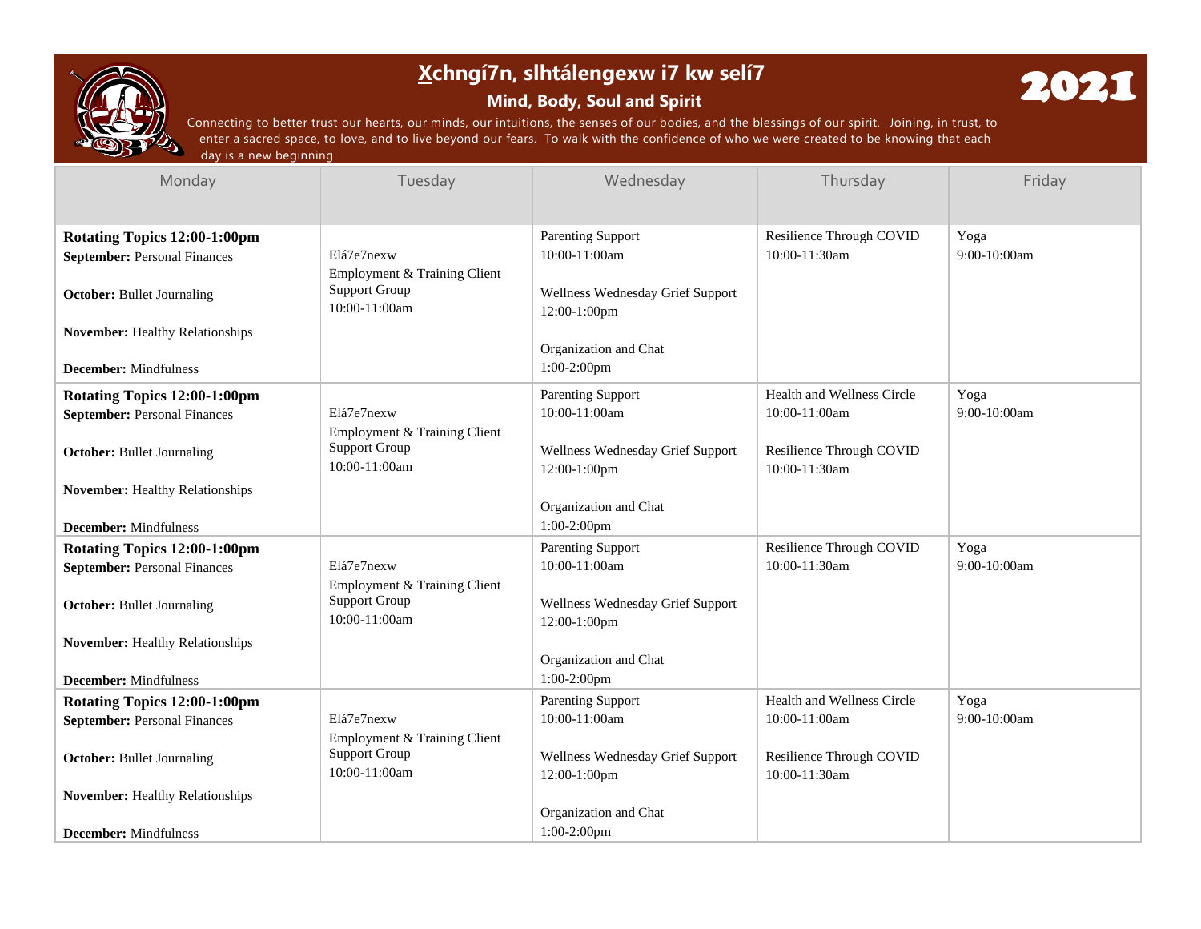# X̲chngí7n, slhtálengexw i7 kw selí7

## Mind, Body, Soul and Spirit

# 2021

Connecting to better trust our hearts, our minds, our intuitions, the senses of our bodies, and the blessings of our spirit. Joining, in trust, to enter a sacred space, to love, and to live beyond our fears. To walk with the confidence of who we were created to be knowing that each day is a new beginning.

| Monday | Tuesday | Wednesday | Thursday | Friday |
|---|---|---|---|---|
| **Rotating Topics 12:00-1:00pm**<br>**September:** Personal Finances<br>**October:** Bullet Journaling<br>**November:** Healthy Relationships<br>**December:** Mindfulness | Elá7e7nexw<br>Employment & Training Client Support Group<br>10:00-11:00am | Parenting Support<br>10:00-11:00am<br>Wellness Wednesday Grief Support<br>12:00-1:00pm<br>Organization and Chat<br>1:00-2:00pm | Resilience Through COVID<br>10:00-11:30am | Yoga<br>9:00-10:00am |
| **Rotating Topics 12:00-1:00pm**<br>**September:** Personal Finances<br>**October:** Bullet Journaling<br>**November:** Healthy Relationships<br>**December:** Mindfulness | Elá7e7nexw<br>Employment & Training Client Support Group<br>10:00-11:00am | Parenting Support<br>10:00-11:00am<br>Wellness Wednesday Grief Support<br>12:00-1:00pm<br>Organization and Chat<br>1:00-2:00pm | Health and Wellness Circle<br>10:00-11:00am<br>Resilience Through COVID<br>10:00-11:30am | Yoga<br>9:00-10:00am |
| **Rotating Topics 12:00-1:00pm**<br>**September:** Personal Finances<br>**October:** Bullet Journaling<br>**November:** Healthy Relationships<br>**December:** Mindfulness | Elá7e7nexw<br>Employment & Training Client Support Group<br>10:00-11:00am | Parenting Support<br>10:00-11:00am<br>Wellness Wednesday Grief Support<br>12:00-1:00pm<br>Organization and Chat<br>1:00-2:00pm | Resilience Through COVID<br>10:00-11:30am | Yoga<br>9:00-10:00am |
| **Rotating Topics 12:00-1:00pm**<br>**September:** Personal Finances<br>**October:** Bullet Journaling<br>**November:** Healthy Relationships<br>**December:** Mindfulness | Elá7e7nexw<br>Employment & Training Client Support Group<br>10:00-11:00am | Parenting Support<br>10:00-11:00am<br>Wellness Wednesday Grief Support<br>12:00-1:00pm<br>Organization and Chat<br>1:00-2:00pm | Health and Wellness Circle<br>10:00-11:00am<br>Resilience Through COVID<br>10:00-11:30am | Yoga<br>9:00-10:00am |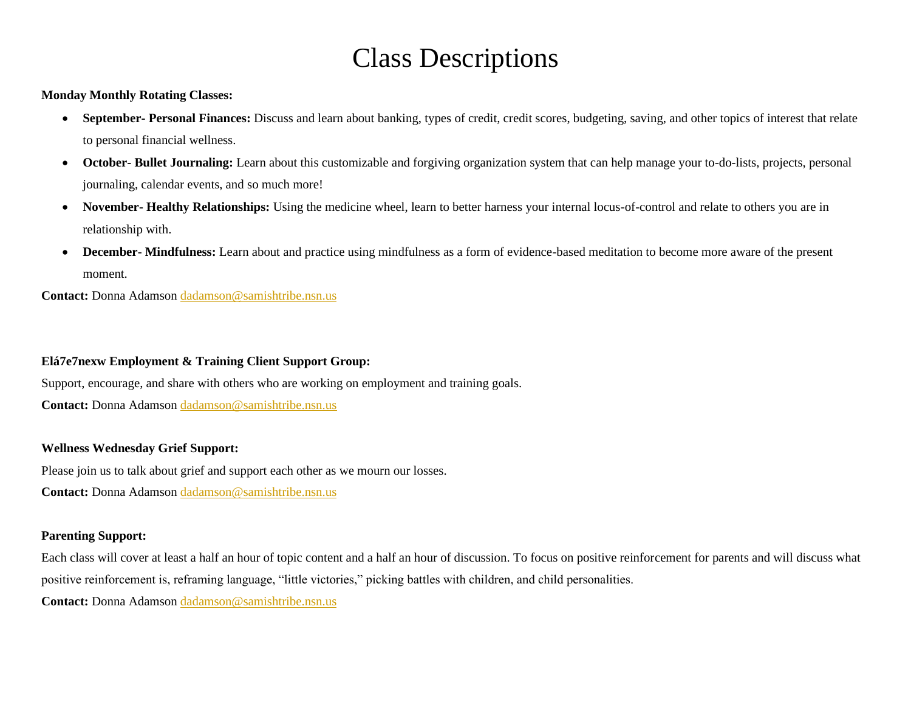# Class Descriptions

**Monday Monthly Rotating Classes:**

- **September- Personal Finances:** Discuss and learn about banking, types of credit, credit scores, budgeting, saving, and other topics of interest that relate to personal financial wellness.
- **October- Bullet Journaling:** Learn about this customizable and forgiving organization system that can help manage your to-do-lists, projects, personal journaling, calendar events, and so much more!
- **November- Healthy Relationships:** Using the medicine wheel, learn to better harness your internal locus-of-control and relate to others you are in relationship with.
- **December- Mindfulness:** Learn about and practice using mindfulness as a form of evidence-based meditation to become more aware of the present moment.

**Contact:** Donna Adamson dadamson@samishtribe.nsn.us

**Elá7e7nexw Employment & Training Client Support Group:**

Support, encourage, and share with others who are working on employment and training goals.

**Contact:** Donna Adamson dadamson@samishtribe.nsn.us

**Wellness Wednesday Grief Support:**

Please join us to talk about grief and support each other as we mourn our losses.

**Contact:** Donna Adamson dadamson@samishtribe.nsn.us

**Parenting Support:**

Each class will cover at least a half an hour of topic content and a half an hour of discussion. To focus on positive reinforcement for parents and will discuss what positive reinforcement is, reframing language, "little victories," picking battles with children, and child personalities.

**Contact:** Donna Adamson dadamson@samishtribe.nsn.us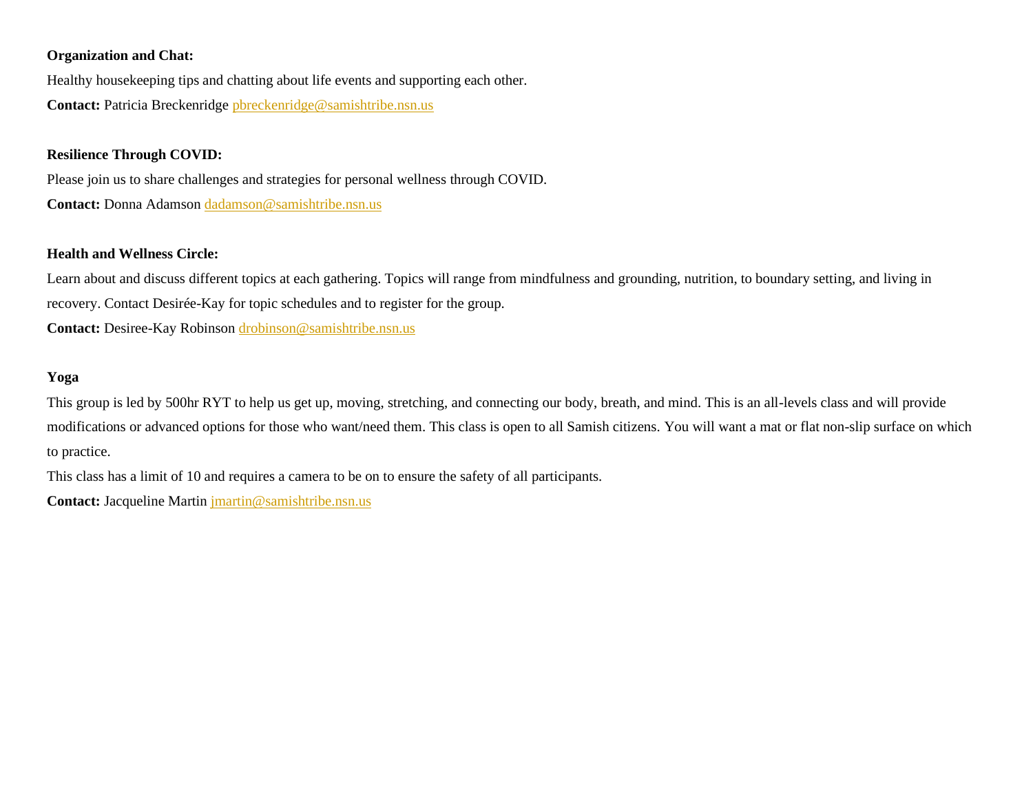**Organization and Chat:**

Healthy housekeeping tips and chatting about life events and supporting each other.

**Contact:** Patricia Breckenridge pbreckenridge@samishtribe.nsn.us

**Resilience Through COVID:**

Please join us to share challenges and strategies for personal wellness through COVID.

**Contact:** Donna Adamson dadamson@samishtribe.nsn.us

**Health and Wellness Circle:**

Learn about and discuss different topics at each gathering. Topics will range from mindfulness and grounding, nutrition, to boundary setting, and living in recovery. Contact Desirée-Kay for topic schedules and to register for the group.

**Contact:** Desiree-Kay Robinson drobinson@samishtribe.nsn.us

**Yoga**

This group is led by 500hr RYT to help us get up, moving, stretching, and connecting our body, breath, and mind. This is an all-levels class and will provide modifications or advanced options for those who want/need them. This class is open to all Samish citizens. You will want a mat or flat non-slip surface on which to practice.

This class has a limit of 10 and requires a camera to be on to ensure the safety of all participants.

**Contact:** Jacqueline Martin jmartin@samishtribe.nsn.us